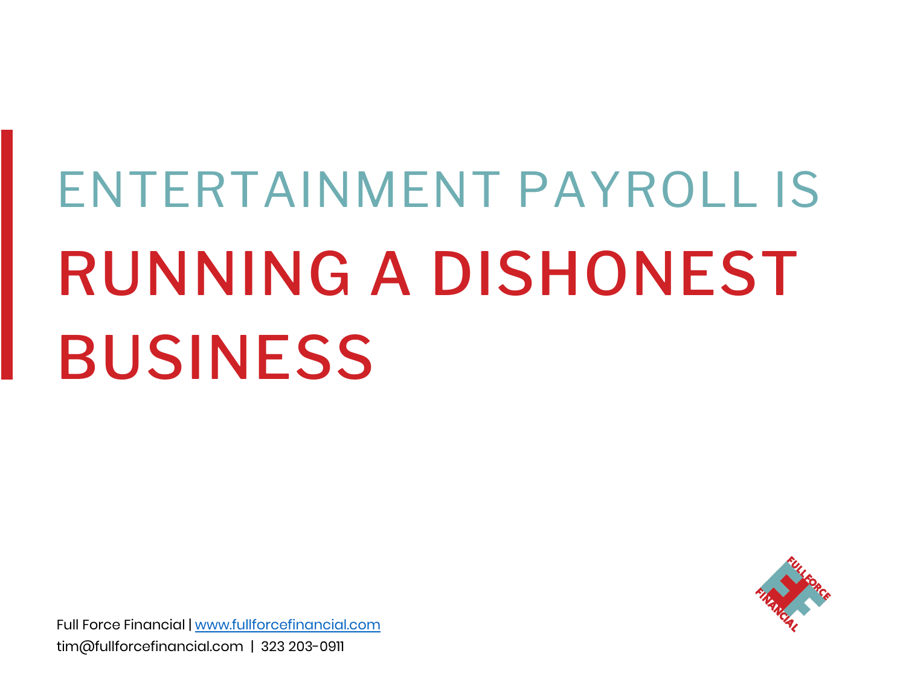# ENTERTAINMENT PAYROLL IS RUNNING A DISHONEST BUSINESS

Full Force Financial | www.fullforcefinancial.com
tim@fullforcefinancial.com | 323 203-0911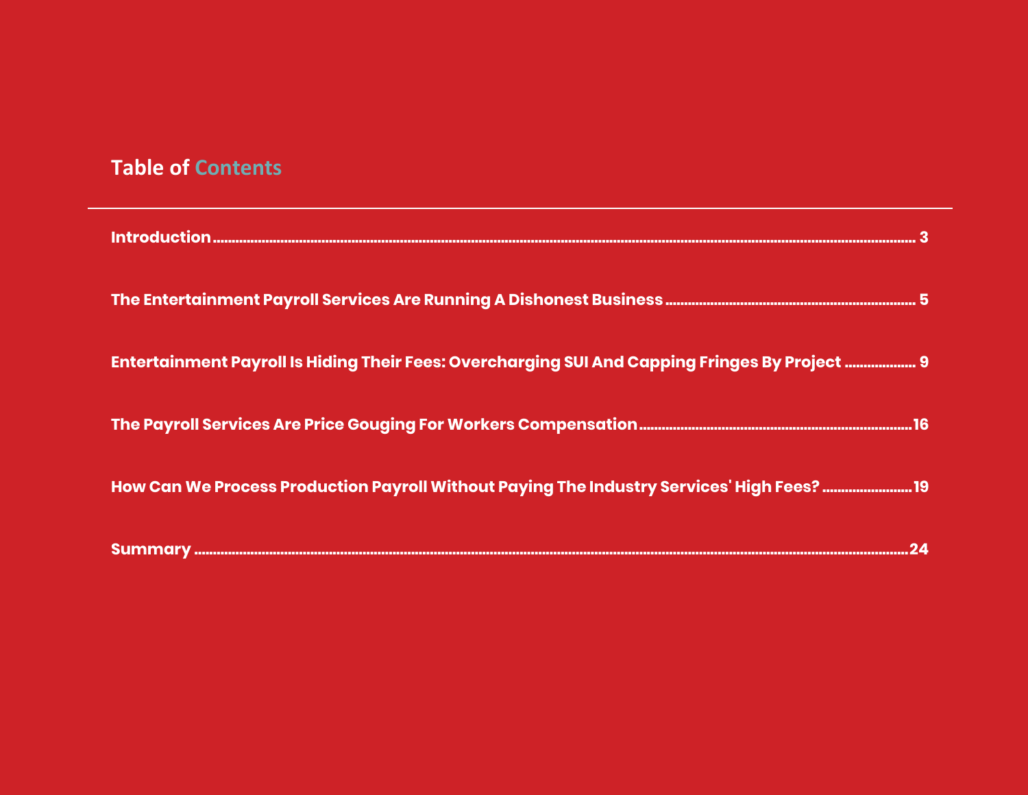## Table of Contents

| | |
|---|---|
| **Introduction** | **3** |
| **The Entertainment Payroll Services Are Running A Dishonest Business** | **5** |
| **Entertainment Payroll Is Hiding Their Fees: Overcharging SUI And Capping Fringes By Project** | **9** |
| **The Payroll Services Are Price Gouging For Workers Compensation** | **16** |
| **How Can We Process Production Payroll Without Paying The Industry Services' High Fees?** | **19** |
| **Summary** | **24** |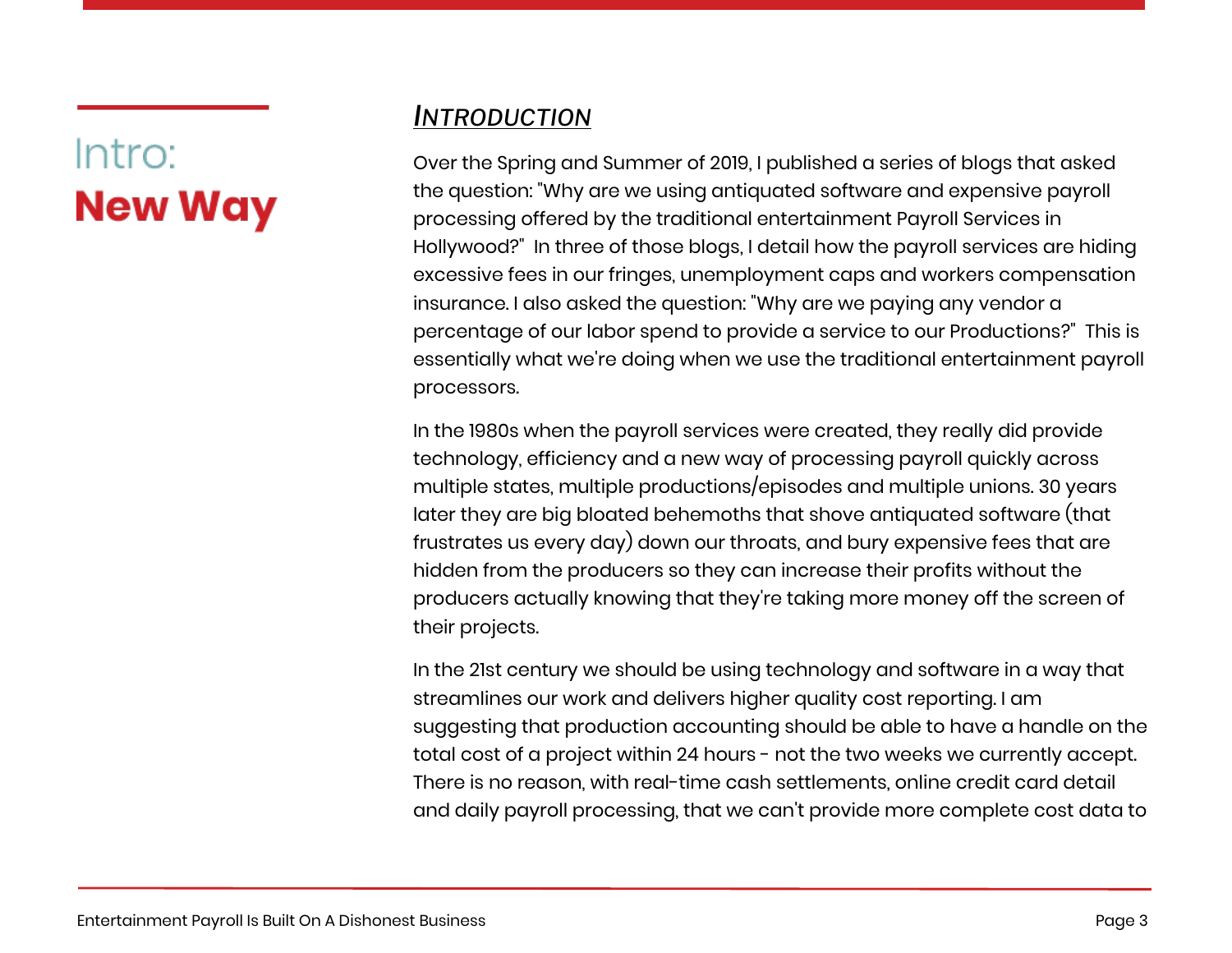# Intro: New Way

## *INTRODUCTION*

Over the Spring and Summer of 2019, I published a series of blogs that asked the question: "Why are we using antiquated software and expensive payroll processing offered by the traditional entertainment Payroll Services in Hollywood?"  In three of those blogs, I detail how the payroll services are hiding excessive fees in our fringes, unemployment caps and workers compensation insurance. I also asked the question: "Why are we paying any vendor a percentage of our labor spend to provide a service to our Productions?"  This is essentially what we're doing when we use the traditional entertainment payroll processors.

In the 1980s when the payroll services were created, they really did provide technology, efficiency and a new way of processing payroll quickly across multiple states, multiple productions/episodes and multiple unions. 30 years later they are big bloated behemoths that shove antiquated software (that frustrates us every day) down our throats, and bury expensive fees that are hidden from the producers so they can increase their profits without the producers actually knowing that they're taking more money off the screen of their projects.

In the 21st century we should be using technology and software in a way that streamlines our work and delivers higher quality cost reporting. I am suggesting that production accounting should be able to have a handle on the total cost of a project within 24 hours - not the two weeks we currently accept. There is no reason, with real-time cash settlements, online credit card detail and daily payroll processing, that we can't provide more complete cost data to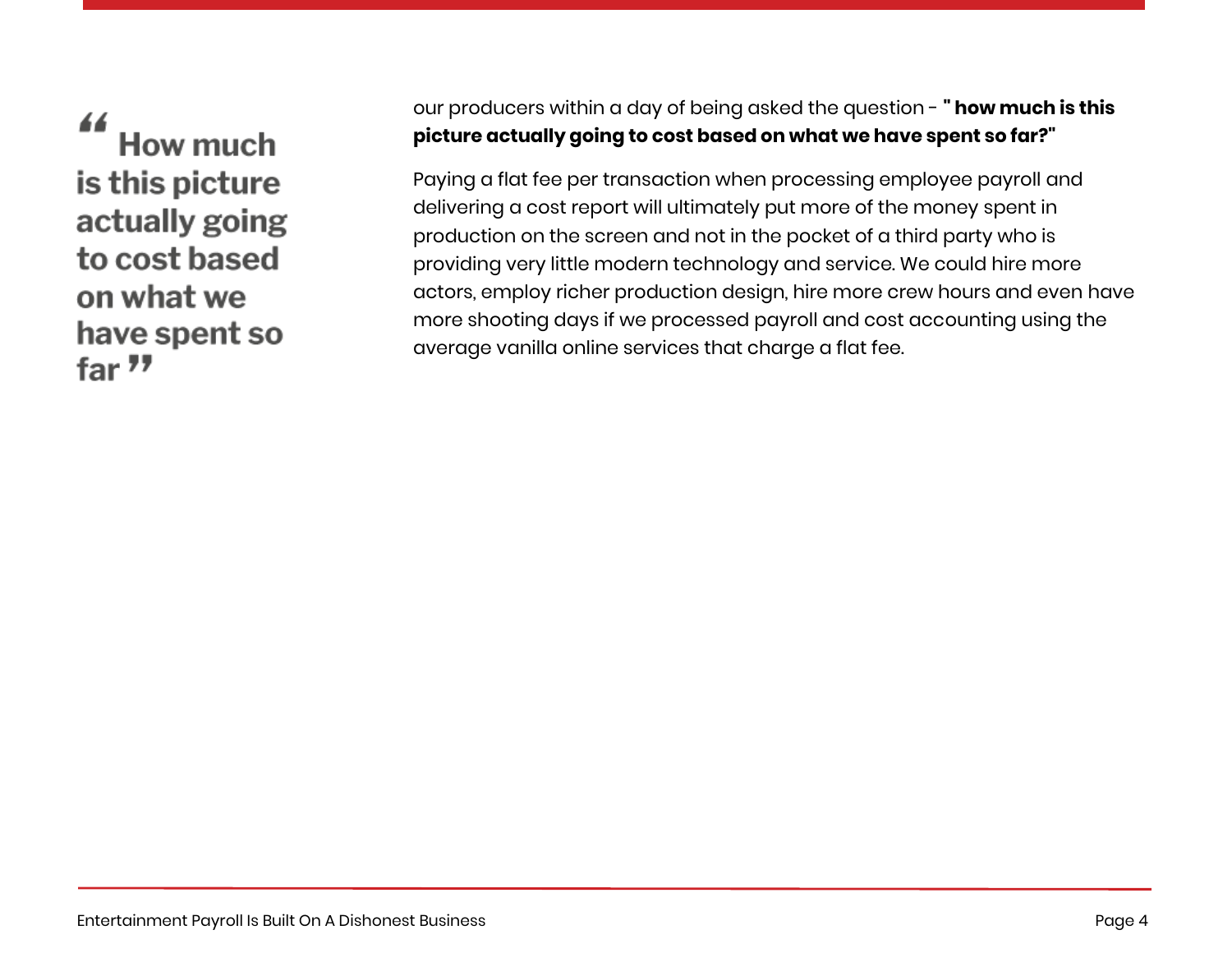> "How much is this picture actually going to cost based on what we have spent so far"

our producers within a day of being asked the question - **" how much is this picture actually going to cost based on what we have spent so far?"**

Paying a flat fee per transaction when processing employee payroll and delivering a cost report will ultimately put more of the money spent in production on the screen and not in the pocket of a third party who is providing very little modern technology and service. We could hire more actors, employ richer production design, hire more crew hours and even have more shooting days if we processed payroll and cost accounting using the average vanilla online services that charge a flat fee.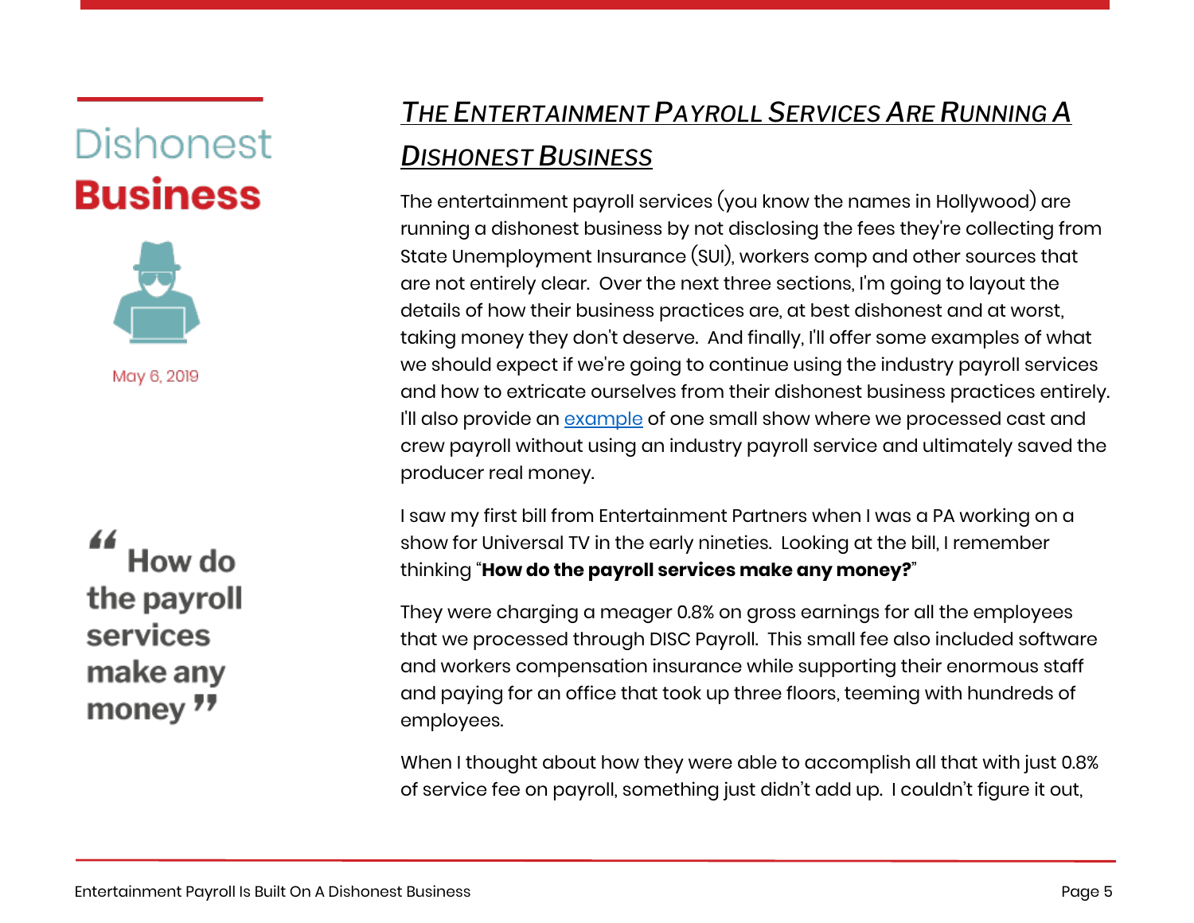Dishonest **Business**

May 6, 2019

> **How do the payroll services make any money**

## *The Entertainment Payroll Services Are Running A Dishonest Business*

The entertainment payroll services (you know the names in Hollywood) are running a dishonest business by not disclosing the fees they're collecting from State Unemployment Insurance (SUI), workers comp and other sources that are not entirely clear. Over the next three sections, I'm going to layout the details of how their business practices are, at best dishonest and at worst, taking money they don't deserve. And finally, I'll offer some examples of what we should expect if we're going to continue using the industry payroll services and how to extricate ourselves from their dishonest business practices entirely. I'll also provide an [example](#) of one small show where we processed cast and crew payroll without using an industry payroll service and ultimately saved the producer real money.

I saw my first bill from Entertainment Partners when I was a PA working on a show for Universal TV in the early nineties. Looking at the bill, I remember thinking "**How do the payroll services make any money?**"

They were charging a meager 0.8% on gross earnings for all the employees that we processed through DISC Payroll. This small fee also included software and workers compensation insurance while supporting their enormous staff and paying for an office that took up three floors, teeming with hundreds of employees.

When I thought about how they were able to accomplish all that with just 0.8% of service fee on payroll, something just didn't add up. I couldn't figure it out,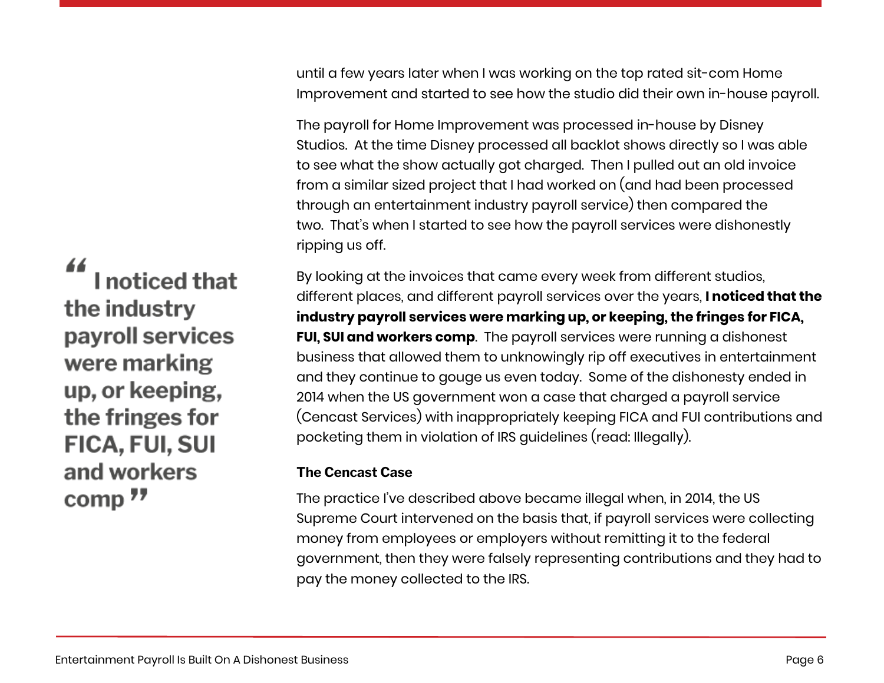until a few years later when I was working on the top rated sit-com Home Improvement and started to see how the studio did their own in-house payroll.

The payroll for Home Improvement was processed in-house by Disney Studios. At the time Disney processed all backlot shows directly so I was able to see what the show actually got charged. Then I pulled out an old invoice from a similar sized project that I had worked on (and had been processed through an entertainment industry payroll service) then compared the two. That's when I started to see how the payroll services were dishonestly ripping us off.

> “I noticed that the industry payroll services were marking up, or keeping, the fringes for FICA, FUI, SUI and workers comp”

By looking at the invoices that came every week from different studios, different places, and different payroll services over the years, **I noticed that the industry payroll services were marking up, or keeping, the fringes for FICA, FUI, SUI and workers comp**. The payroll services were running a dishonest business that allowed them to unknowingly rip off executives in entertainment and they continue to gouge us even today. Some of the dishonesty ended in 2014 when the US government won a case that charged a payroll service (Cencast Services) with inappropriately keeping FICA and FUI contributions and pocketing them in violation of IRS guidelines (read: Illegally).

### The Cencast Case

The practice I've described above became illegal when, in 2014, the US Supreme Court intervened on the basis that, if payroll services were collecting money from employees or employers without remitting it to the federal government, then they were falsely representing contributions and they had to pay the money collected to the IRS.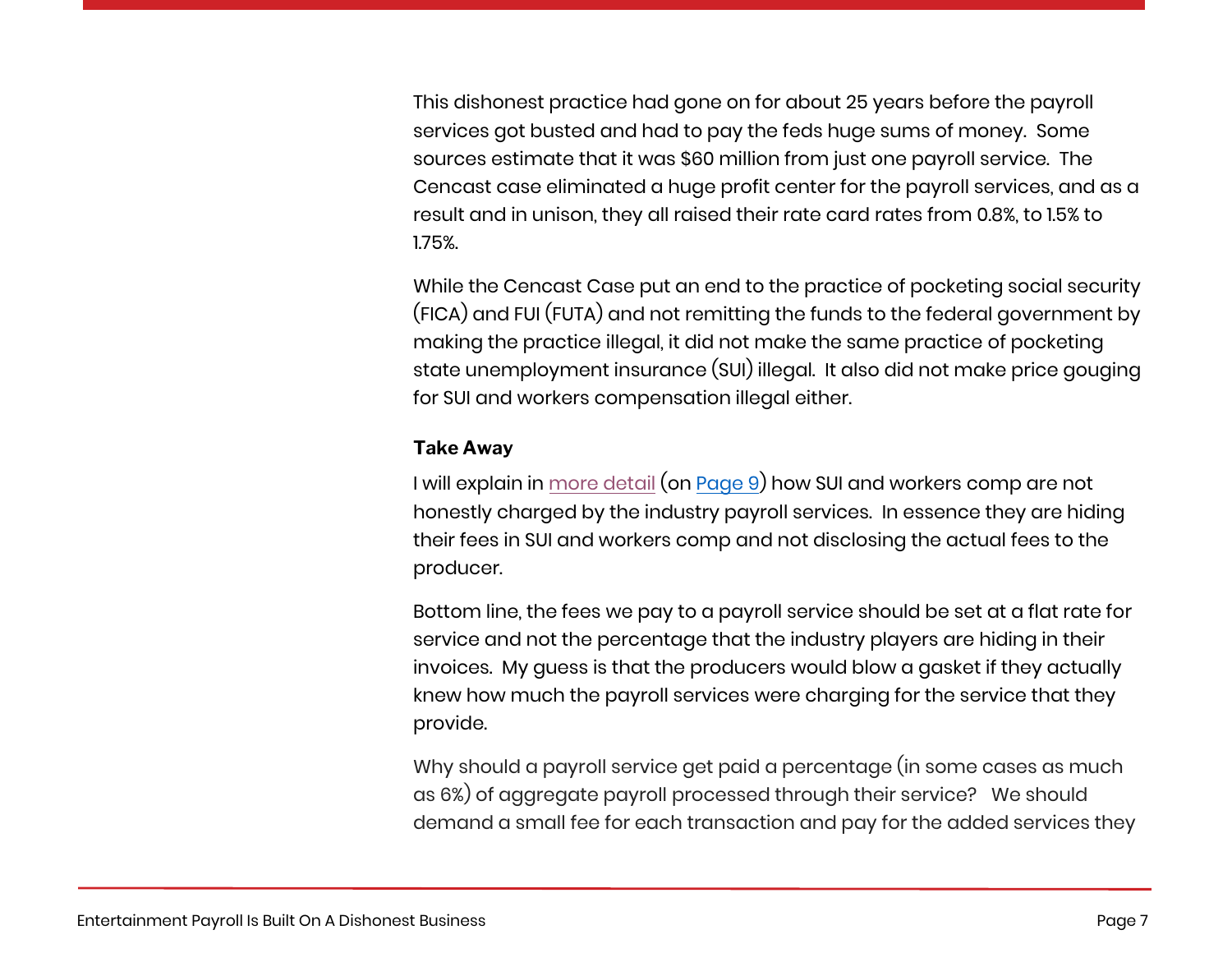This dishonest practice had gone on for about 25 years before the payroll services got busted and had to pay the feds huge sums of money. Some sources estimate that it was $60 million from just one payroll service. The Cencast case eliminated a huge profit center for the payroll services, and as a result and in unison, they all raised their rate card rates from 0.8%, to 1.5% to 1.75%.

While the Cencast Case put an end to the practice of pocketing social security (FICA) and FUI (FUTA) and not remitting the funds to the federal government by making the practice illegal, it did not make the same practice of pocketing state unemployment insurance (SUI) illegal. It also did not make price gouging for SUI and workers compensation illegal either.

**Take Away**

I will explain in more detail (on Page 9) how SUI and workers comp are not honestly charged by the industry payroll services. In essence they are hiding their fees in SUI and workers comp and not disclosing the actual fees to the producer.

Bottom line, the fees we pay to a payroll service should be set at a flat rate for service and not the percentage that the industry players are hiding in their invoices. My guess is that the producers would blow a gasket if they actually knew how much the payroll services were charging for the service that they provide.

Why should a payroll service get paid a percentage (in some cases as much as 6%) of aggregate payroll processed through their service? We should demand a small fee for each transaction and pay for the added services they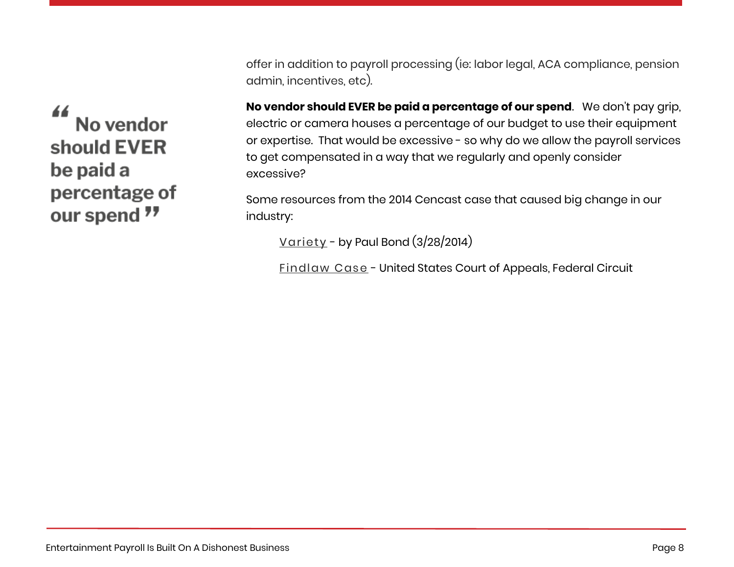> "No vendor should EVER be paid a percentage of our spend"

offer in addition to payroll processing (ie: labor legal, ACA compliance, pension admin, incentives, etc).

**No vendor should EVER be paid a percentage of our spend**. We don't pay grip, electric or camera houses a percentage of our budget to use their equipment or expertise. That would be excessive - so why do we allow the payroll services to get compensated in a way that we regularly and openly consider excessive?

Some resources from the 2014 Cencast case that caused big change in our industry:

- Variety - by Paul Bond (3/28/2014)
- Findlaw Case - United States Court of Appeals, Federal Circuit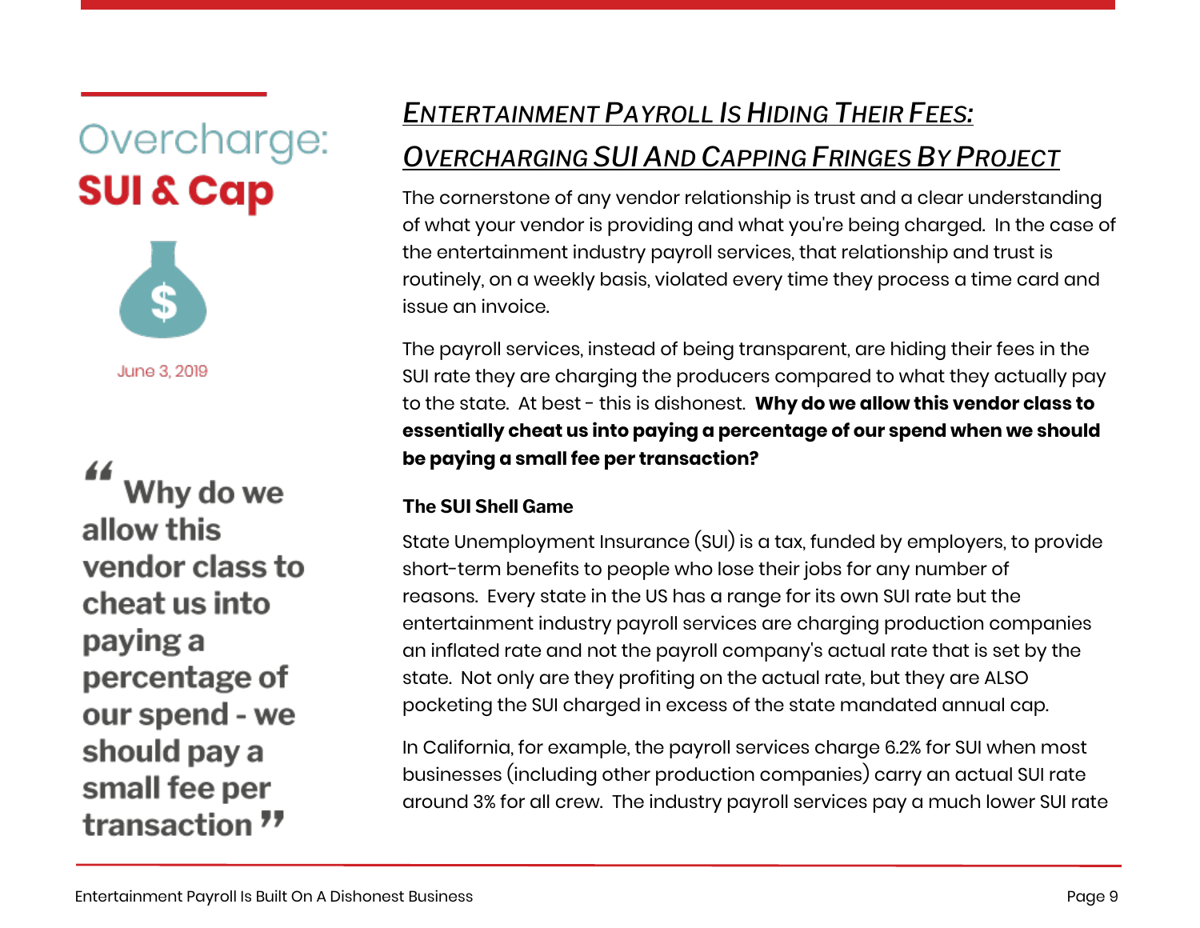# Overcharge: **SUI & Cap**

June 3, 2019

> "Why do we allow this vendor class to cheat us into paying a percentage of our spend - we should pay a small fee per transaction"

## *Entertainment Payroll Is Hiding Their Fees: Overcharging SUI And Capping Fringes By Project*

The cornerstone of any vendor relationship is trust and a clear understanding of what your vendor is providing and what you're being charged. In the case of the entertainment industry payroll services, that relationship and trust is routinely, on a weekly basis, violated every time they process a time card and issue an invoice.

The payroll services, instead of being transparent, are hiding their fees in the SUI rate they are charging the producers compared to what they actually pay to the state. At best - this is dishonest. **Why do we allow this vendor class to essentially cheat us into paying a percentage of our spend when we should be paying a small fee per transaction?**

### The SUI Shell Game

State Unemployment Insurance (SUI) is a tax, funded by employers, to provide short-term benefits to people who lose their jobs for any number of reasons. Every state in the US has a range for its own SUI rate but the entertainment industry payroll services are charging production companies an inflated rate and not the payroll company's actual rate that is set by the state. Not only are they profiting on the actual rate, but they are ALSO pocketing the SUI charged in excess of the state mandated annual cap.

In California, for example, the payroll services charge 6.2% for SUI when most businesses (including other production companies) carry an actual SUI rate around 3% for all crew. The industry payroll services pay a much lower SUI rate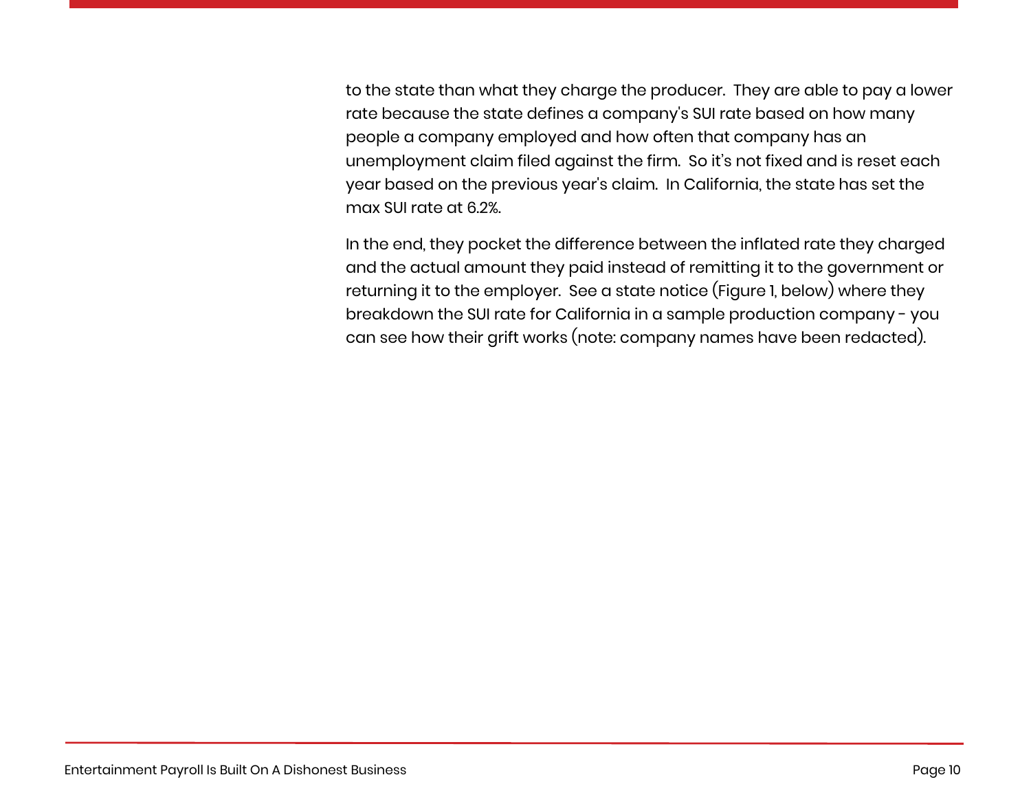to the state than what they charge the producer.  They are able to pay a lower rate because the state defines a company's SUI rate based on how many people a company employed and how often that company has an unemployment claim filed against the firm.  So it's not fixed and is reset each year based on the previous year's claim.  In California, the state has set the max SUI rate at 6.2%.

In the end, they pocket the difference between the inflated rate they charged and the actual amount they paid instead of remitting it to the government or returning it to the employer.  See a state notice (Figure 1, below) where they breakdown the SUI rate for California in a sample production company - you can see how their grift works (note: company names have been redacted).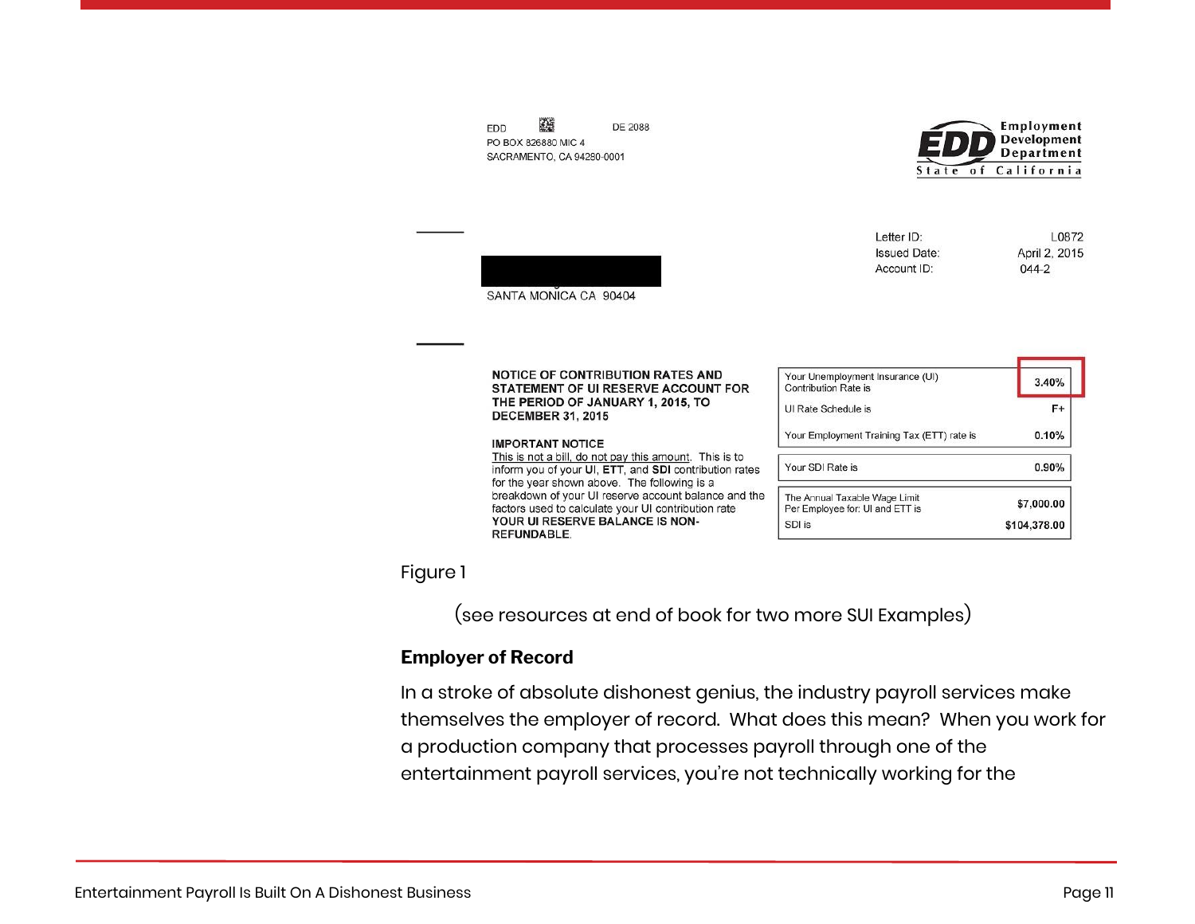EDD DE 2088
PO BOX 826880 MIC 4
SACRAMENTO, CA 94280-0001

Employment Development Department
State of California

SANTA MONICA CA 90404

Letter ID: L0872
Issued Date: April 2, 2015
Account ID: 044-2

**NOTICE OF CONTRIBUTION RATES AND STATEMENT OF UI RESERVE ACCOUNT FOR THE PERIOD OF JANUARY 1, 2015, TO DECEMBER 31, 2015**

**IMPORTANT NOTICE**
This is not a bill, do not pay this amount. This is to inform you of your UI, **ETT**, and **SDI** contribution rates for the year shown above. The following is a breakdown of your UI reserve account balance and the factors used to calculate your UI contribution rate **YOUR UI RESERVE BALANCE IS NON-REFUNDABLE.**

| | |
|---|---|
| Your Unemployment Insurance (UI) Contribution Rate is | 3.40% |
| UI Rate Schedule is | F+ |
| Your Employment Training Tax (ETT) rate is | 0.10% |
| Your SDI Rate is | 0.90% |
| The Annual Taxable Wage Limit Per Employee for: UI and ETT is | $7,000.00 |
| SDI is | $104,378.00 |

Figure 1

(see resources at end of book for two more SUI Examples)

**Employer of Record**

In a stroke of absolute dishonest genius, the industry payroll services make themselves the employer of record. What does this mean? When you work for a production company that processes payroll through one of the entertainment payroll services, you're not technically working for the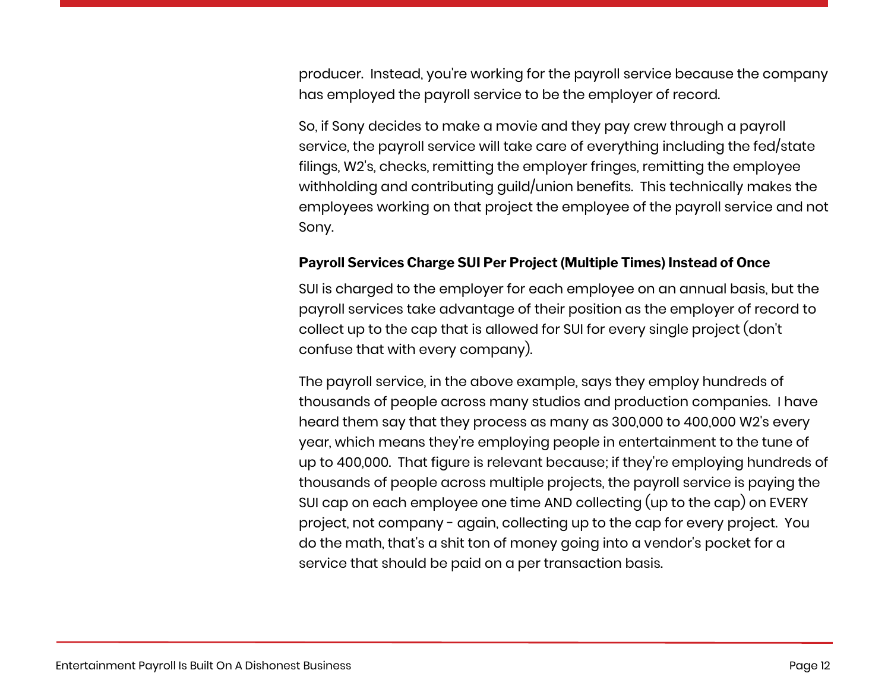producer.  Instead, you're working for the payroll service because the company has employed the payroll service to be the employer of record.

So, if Sony decides to make a movie and they pay crew through a payroll service, the payroll service will take care of everything including the fed/state filings, W2's, checks, remitting the employer fringes, remitting the employee withholding and contributing guild/union benefits.  This technically makes the employees working on that project the employee of the payroll service and not Sony.

**Payroll Services Charge SUI Per Project (Multiple Times) Instead of Once**

SUI is charged to the employer for each employee on an annual basis, but the payroll services take advantage of their position as the employer of record to collect up to the cap that is allowed for SUI for every single project (don't confuse that with every company).

The payroll service, in the above example, says they employ hundreds of thousands of people across many studios and production companies.  I have heard them say that they process as many as 300,000 to 400,000 W2's every year, which means they're employing people in entertainment to the tune of up to 400,000.  That figure is relevant because; if they're employing hundreds of thousands of people across multiple projects, the payroll service is paying the SUI cap on each employee one time AND collecting (up to the cap) on EVERY project, not company - again, collecting up to the cap for every project.  You do the math, that's a shit ton of money going into a vendor's pocket for a service that should be paid on a per transaction basis.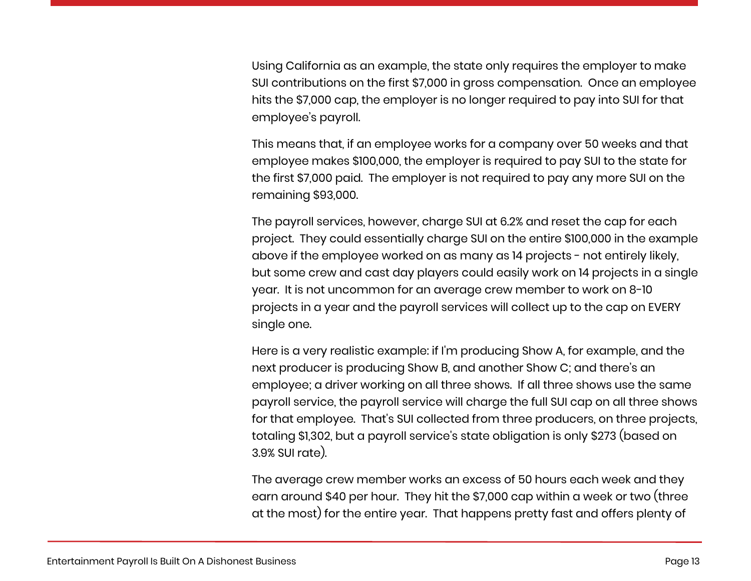Using California as an example, the state only requires the employer to make SUI contributions on the first $7,000 in gross compensation. Once an employee hits the $7,000 cap, the employer is no longer required to pay into SUI for that employee's payroll.

This means that, if an employee works for a company over 50 weeks and that employee makes $100,000, the employer is required to pay SUI to the state for the first $7,000 paid. The employer is not required to pay any more SUI on the remaining $93,000.

The payroll services, however, charge SUI at 6.2% and reset the cap for each project. They could essentially charge SUI on the entire $100,000 in the example above if the employee worked on as many as 14 projects - not entirely likely, but some crew and cast day players could easily work on 14 projects in a single year. It is not uncommon for an average crew member to work on 8-10 projects in a year and the payroll services will collect up to the cap on EVERY single one.

Here is a very realistic example: if I'm producing Show A, for example, and the next producer is producing Show B, and another Show C; and there's an employee; a driver working on all three shows. If all three shows use the same payroll service, the payroll service will charge the full SUI cap on all three shows for that employee. That's SUI collected from three producers, on three projects, totaling $1,302, but a payroll service's state obligation is only $273 (based on 3.9% SUI rate).

The average crew member works an excess of 50 hours each week and they earn around $40 per hour. They hit the $7,000 cap within a week or two (three at the most) for the entire year. That happens pretty fast and offers plenty of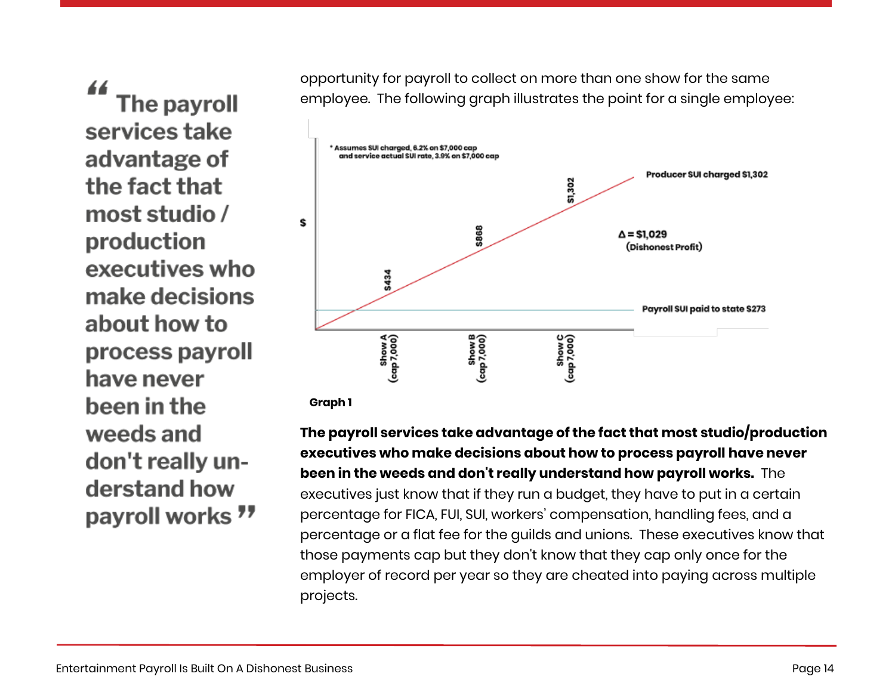> "The payroll services take advantage of the fact that most studio / production executives who make decisions about how to process payroll have never been in the weeds and don't really understand how payroll works"

opportunity for payroll to collect on more than one show for the same employee. The following graph illustrates the point for a single employee:

\* Assumes SUI charged, 6.2% on $7,000 cap and service actual SUI rate, 3.9% on $7,000 cap

$

Producer SUI charged $1,302

$434

$868

$1,302

Δ = $1,029 (Dishonest Profit)

Payroll SUI paid to state $273

Show A (cap 7,000)

Show B (cap 7,000)

Show C (cap 7,000)

**Graph 1**

**The payroll services take advantage of the fact that most studio/production executives who make decisions about how to process payroll have never been in the weeds and don't really understand how payroll works.** The executives just know that if they run a budget, they have to put in a certain percentage for FICA, FUI, SUI, workers' compensation, handling fees, and a percentage or a flat fee for the guilds and unions. These executives know that those payments cap but they don't know that they cap only once for the employer of record per year so they are cheated into paying across multiple projects.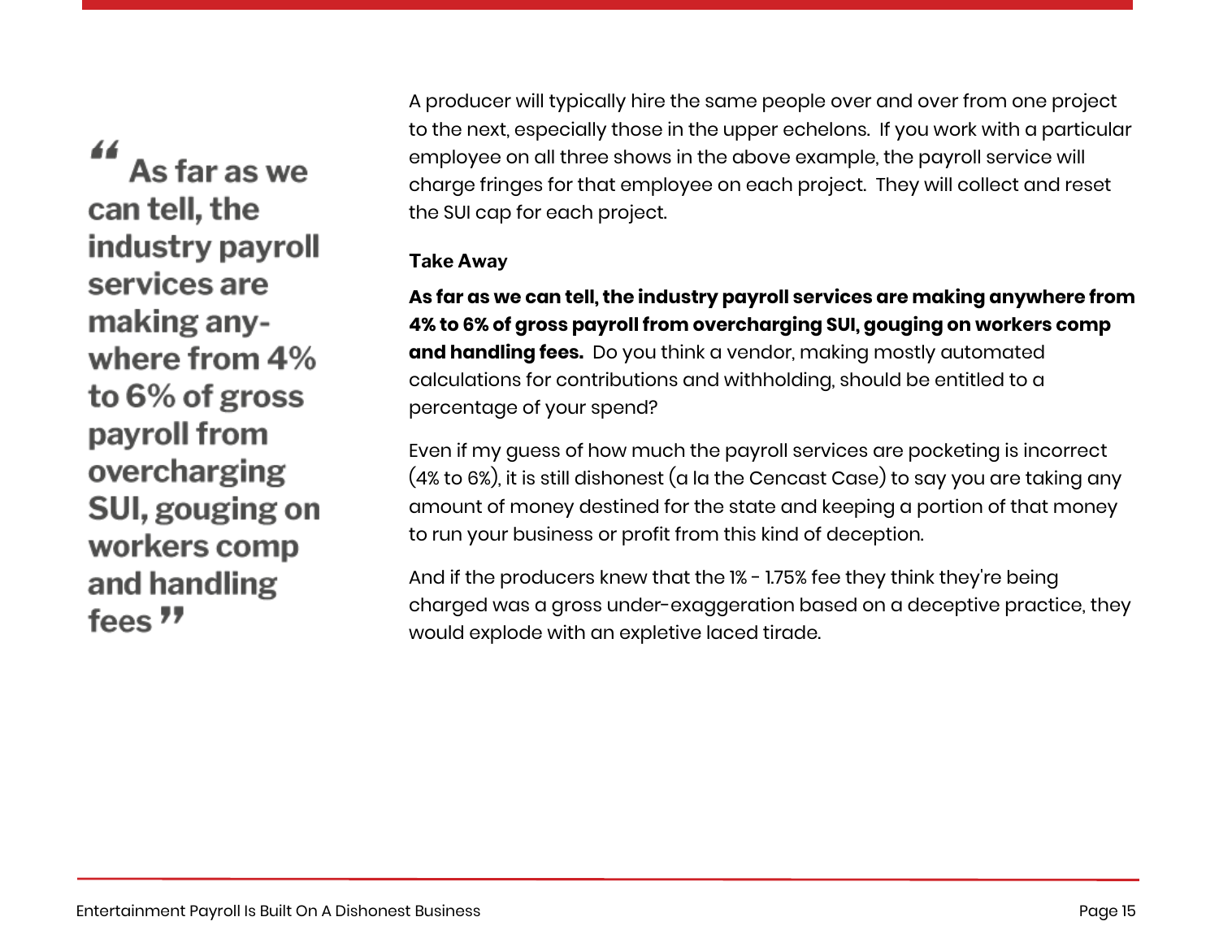> “As far as we can tell, the industry payroll services are making anywhere from 4% to 6% of gross payroll from overcharging SUI, gouging on workers comp and handling fees”

A producer will typically hire the same people over and over from one project to the next, especially those in the upper echelons. If you work with a particular employee on all three shows in the above example, the payroll service will charge fringes for that employee on each project. They will collect and reset the SUI cap for each project.

**Take Away**

**As far as we can tell, the industry payroll services are making anywhere from 4% to 6% of gross payroll from overcharging SUI, gouging on workers comp and handling fees.** Do you think a vendor, making mostly automated calculations for contributions and withholding, should be entitled to a percentage of your spend?

Even if my guess of how much the payroll services are pocketing is incorrect (4% to 6%), it is still dishonest (a la the Cencast Case) to say you are taking any amount of money destined for the state and keeping a portion of that money to run your business or profit from this kind of deception.

And if the producers knew that the 1% - 1.75% fee they think they're being charged was a gross under-exaggeration based on a deceptive practice, they would explode with an expletive laced tirade.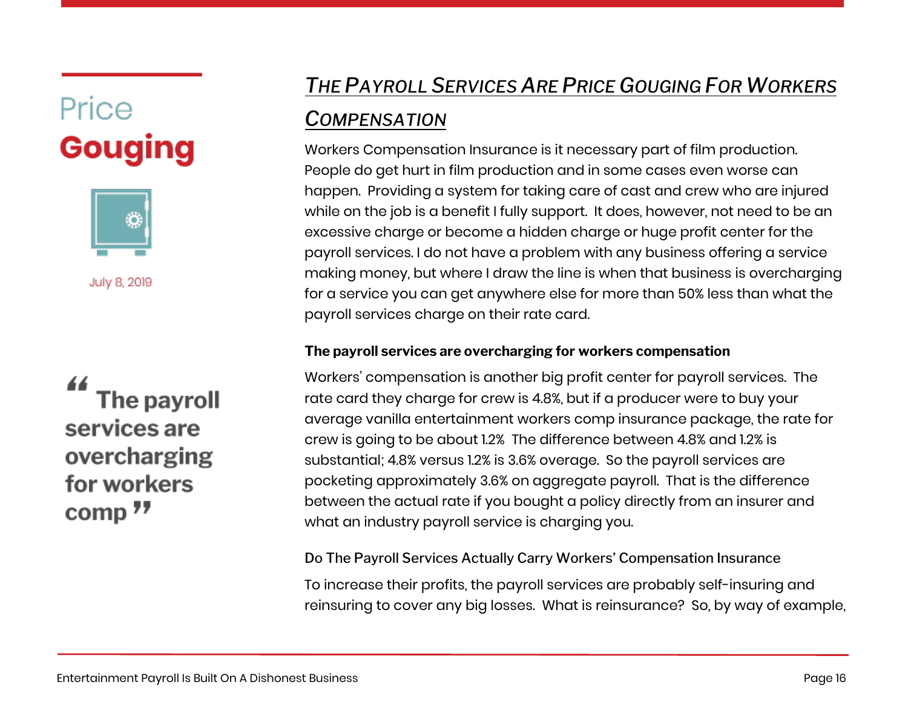# Price Gouging

July 8, 2019

> "The payroll services are overcharging for workers comp"

## *The Payroll Services Are Price Gouging For Workers Compensation*

Workers Compensation Insurance is it necessary part of film production. People do get hurt in film production and in some cases even worse can happen. Providing a system for taking care of cast and crew who are injured while on the job is a benefit I fully support. It does, however, not need to be an excessive charge or become a hidden charge or huge profit center for the payroll services. I do not have a problem with any business offering a service making money, but where I draw the line is when that business is overcharging for a service you can get anywhere else for more than 50% less than what the payroll services charge on their rate card.

**The payroll services are overcharging for workers compensation**

Workers' compensation is another big profit center for payroll services. The rate card they charge for crew is 4.8%, but if a producer were to buy your average vanilla entertainment workers comp insurance package, the rate for crew is going to be about 1.2% The difference between 4.8% and 1.2% is substantial; 4.8% versus 1.2% is 3.6% overage. So the payroll services are pocketing approximately 3.6% on aggregate payroll. That is the difference between the actual rate if you bought a policy directly from an insurer and what an industry payroll service is charging you.

Do The Payroll Services Actually Carry Workers' Compensation Insurance

To increase their profits, the payroll services are probably self-insuring and reinsuring to cover any big losses. What is reinsurance? So, by way of example,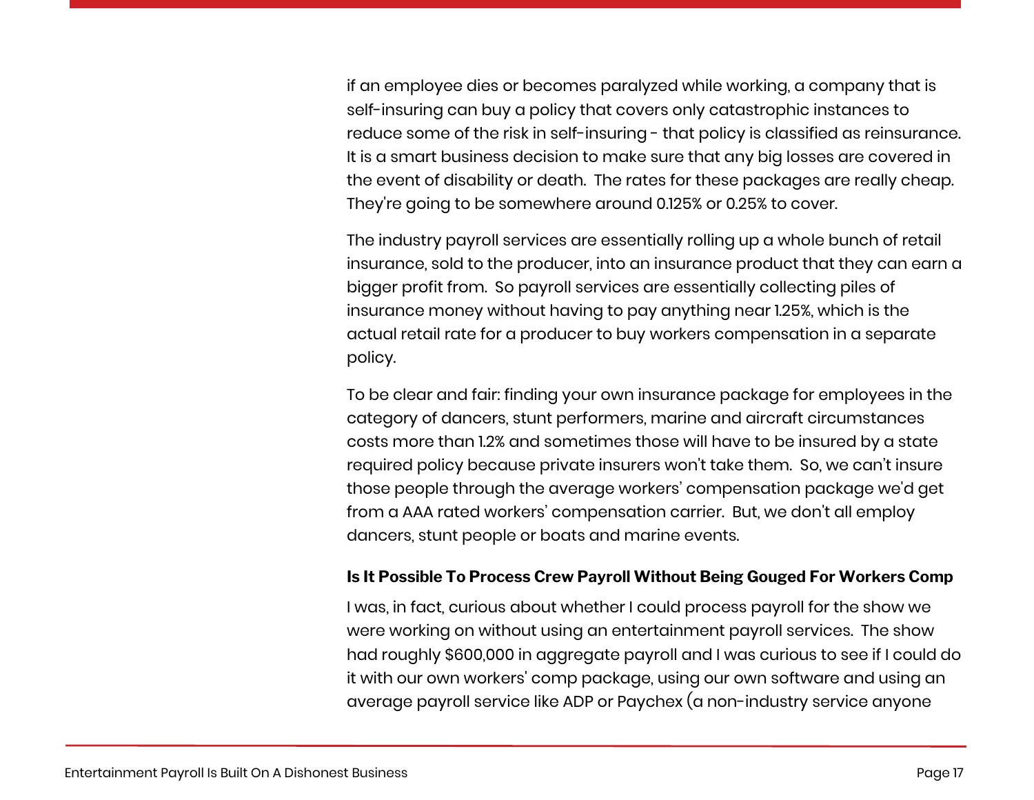if an employee dies or becomes paralyzed while working, a company that is self-insuring can buy a policy that covers only catastrophic instances to reduce some of the risk in self-insuring - that policy is classified as reinsurance. It is a smart business decision to make sure that any big losses are covered in the event of disability or death. The rates for these packages are really cheap. They're going to be somewhere around 0.125% or 0.25% to cover.

The industry payroll services are essentially rolling up a whole bunch of retail insurance, sold to the producer, into an insurance product that they can earn a bigger profit from. So payroll services are essentially collecting piles of insurance money without having to pay anything near 1.25%, which is the actual retail rate for a producer to buy workers compensation in a separate policy.

To be clear and fair: finding your own insurance package for employees in the category of dancers, stunt performers, marine and aircraft circumstances costs more than 1.2% and sometimes those will have to be insured by a state required policy because private insurers won't take them. So, we can't insure those people through the average workers' compensation package we'd get from a AAA rated workers' compensation carrier. But, we don't all employ dancers, stunt people or boats and marine events.

**Is It Possible To Process Crew Payroll Without Being Gouged For Workers Comp**

I was, in fact, curious about whether I could process payroll for the show we were working on without using an entertainment payroll services. The show had roughly $600,000 in aggregate payroll and I was curious to see if I could do it with our own workers' comp package, using our own software and using an average payroll service like ADP or Paychex (a non-industry service anyone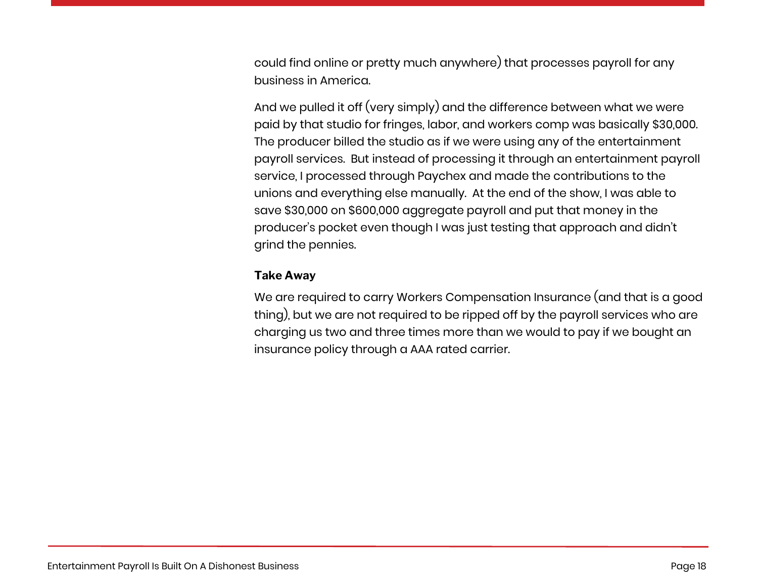could find online or pretty much anywhere) that processes payroll for any business in America.

And we pulled it off (very simply) and the difference between what we were paid by that studio for fringes, labor, and workers comp was basically $30,000. The producer billed the studio as if we were using any of the entertainment payroll services. But instead of processing it through an entertainment payroll service, I processed through Paychex and made the contributions to the unions and everything else manually. At the end of the show, I was able to save $30,000 on $600,000 aggregate payroll and put that money in the producer's pocket even though I was just testing that approach and didn't grind the pennies.

**Take Away**

We are required to carry Workers Compensation Insurance (and that is a good thing), but we are not required to be ripped off by the payroll services who are charging us two and three times more than we would to pay if we bought an insurance policy through a AAA rated carrier.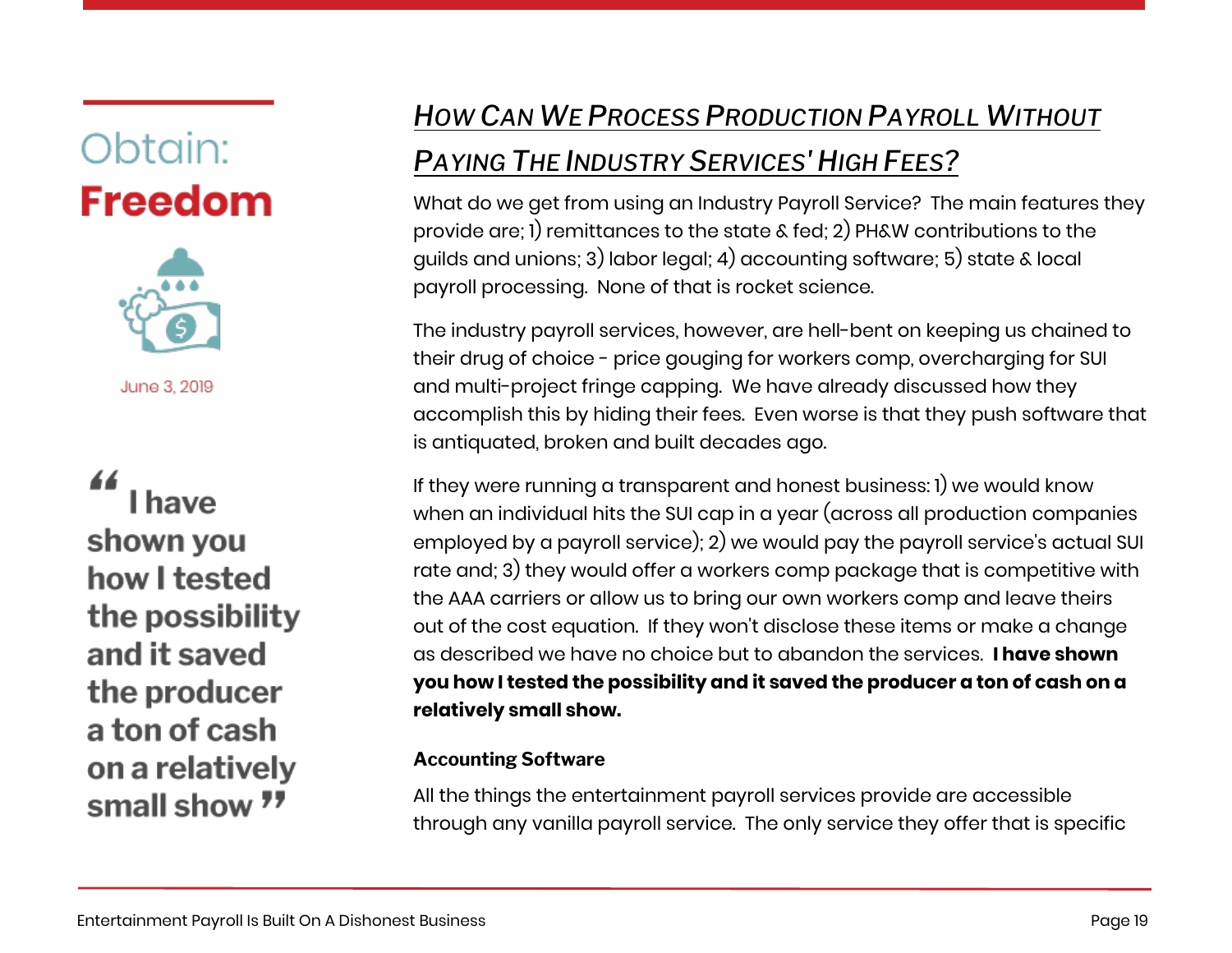# Obtain: **Freedom**

June 3, 2019

> "I have shown you how I tested the possibility and it saved the producer a ton of cash on a relatively small show"

## *How Can We Process Production Payroll Without Paying The Industry Services' High Fees?*

What do we get from using an Industry Payroll Service? The main features they provide are; 1) remittances to the state & fed; 2) PH&W contributions to the guilds and unions; 3) labor legal; 4) accounting software; 5) state & local payroll processing. None of that is rocket science.

The industry payroll services, however, are hell-bent on keeping us chained to their drug of choice - price gouging for workers comp, overcharging for SUI and multi-project fringe capping. We have already discussed how they accomplish this by hiding their fees. Even worse is that they push software that is antiquated, broken and built decades ago.

If they were running a transparent and honest business: 1) we would know when an individual hits the SUI cap in a year (across all production companies employed by a payroll service); 2) we would pay the payroll service's actual SUI rate and; 3) they would offer a workers comp package that is competitive with the AAA carriers or allow us to bring our own workers comp and leave theirs out of the cost equation. If they won't disclose these items or make a change as described we have no choice but to abandon the services. **I have shown you how I tested the possibility and it saved the producer a ton of cash on a relatively small show.**

#### Accounting Software

All the things the entertainment payroll services provide are accessible through any vanilla payroll service. The only service they offer that is specific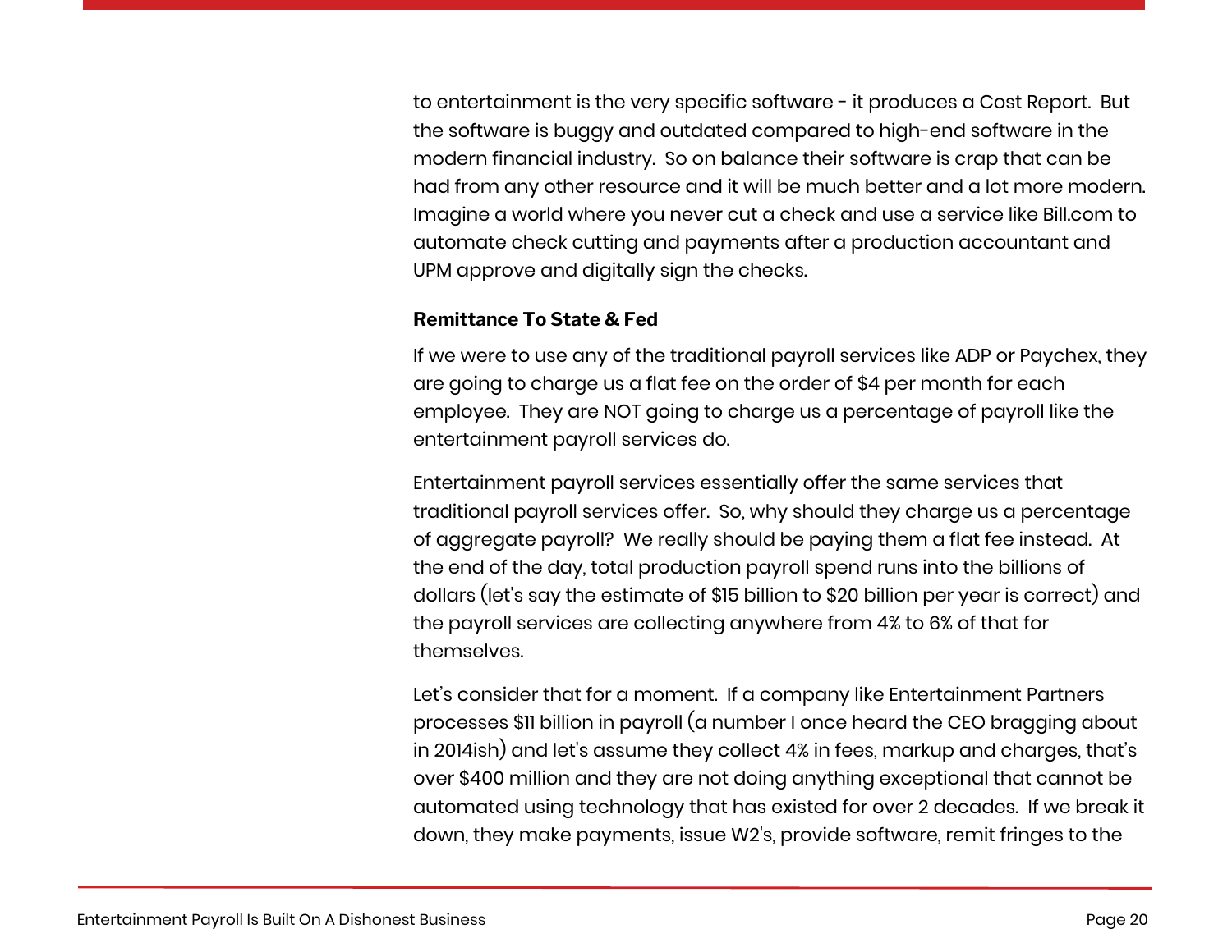to entertainment is the very specific software - it produces a Cost Report. But the software is buggy and outdated compared to high-end software in the modern financial industry. So on balance their software is crap that can be had from any other resource and it will be much better and a lot more modern. Imagine a world where you never cut a check and use a service like Bill.com to automate check cutting and payments after a production accountant and UPM approve and digitally sign the checks.

**Remittance To State & Fed**

If we were to use any of the traditional payroll services like ADP or Paychex, they are going to charge us a flat fee on the order of $4 per month for each employee. They are NOT going to charge us a percentage of payroll like the entertainment payroll services do.

Entertainment payroll services essentially offer the same services that traditional payroll services offer. So, why should they charge us a percentage of aggregate payroll? We really should be paying them a flat fee instead. At the end of the day, total production payroll spend runs into the billions of dollars (let's say the estimate of $15 billion to $20 billion per year is correct) and the payroll services are collecting anywhere from 4% to 6% of that for themselves.

Let's consider that for a moment. If a company like Entertainment Partners processes $11 billion in payroll (a number I once heard the CEO bragging about in 2014ish) and let's assume they collect 4% in fees, markup and charges, that's over $400 million and they are not doing anything exceptional that cannot be automated using technology that has existed for over 2 decades. If we break it down, they make payments, issue W2's, provide software, remit fringes to the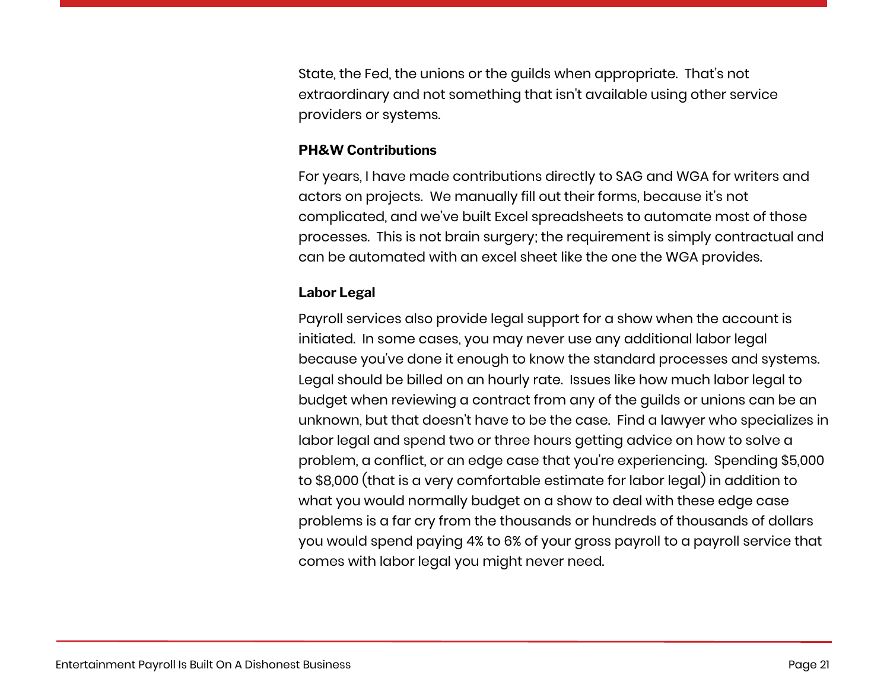State, the Fed, the unions or the guilds when appropriate.  That's not extraordinary and not something that isn't available using other service providers or systems.

**PH&W Contributions**

For years, I have made contributions directly to SAG and WGA for writers and actors on projects.  We manually fill out their forms, because it's not complicated, and we've built Excel spreadsheets to automate most of those processes.  This is not brain surgery; the requirement is simply contractual and can be automated with an excel sheet like the one the WGA provides.

**Labor Legal**

Payroll services also provide legal support for a show when the account is initiated.  In some cases, you may never use any additional labor legal because you've done it enough to know the standard processes and systems. Legal should be billed on an hourly rate.  Issues like how much labor legal to budget when reviewing a contract from any of the guilds or unions can be an unknown, but that doesn't have to be the case.  Find a lawyer who specializes in labor legal and spend two or three hours getting advice on how to solve a problem, a conflict, or an edge case that you're experiencing.  Spending $5,000 to $8,000 (that is a very comfortable estimate for labor legal) in addition to what you would normally budget on a show to deal with these edge case problems is a far cry from the thousands or hundreds of thousands of dollars you would spend paying 4% to 6% of your gross payroll to a payroll service that comes with labor legal you might never need.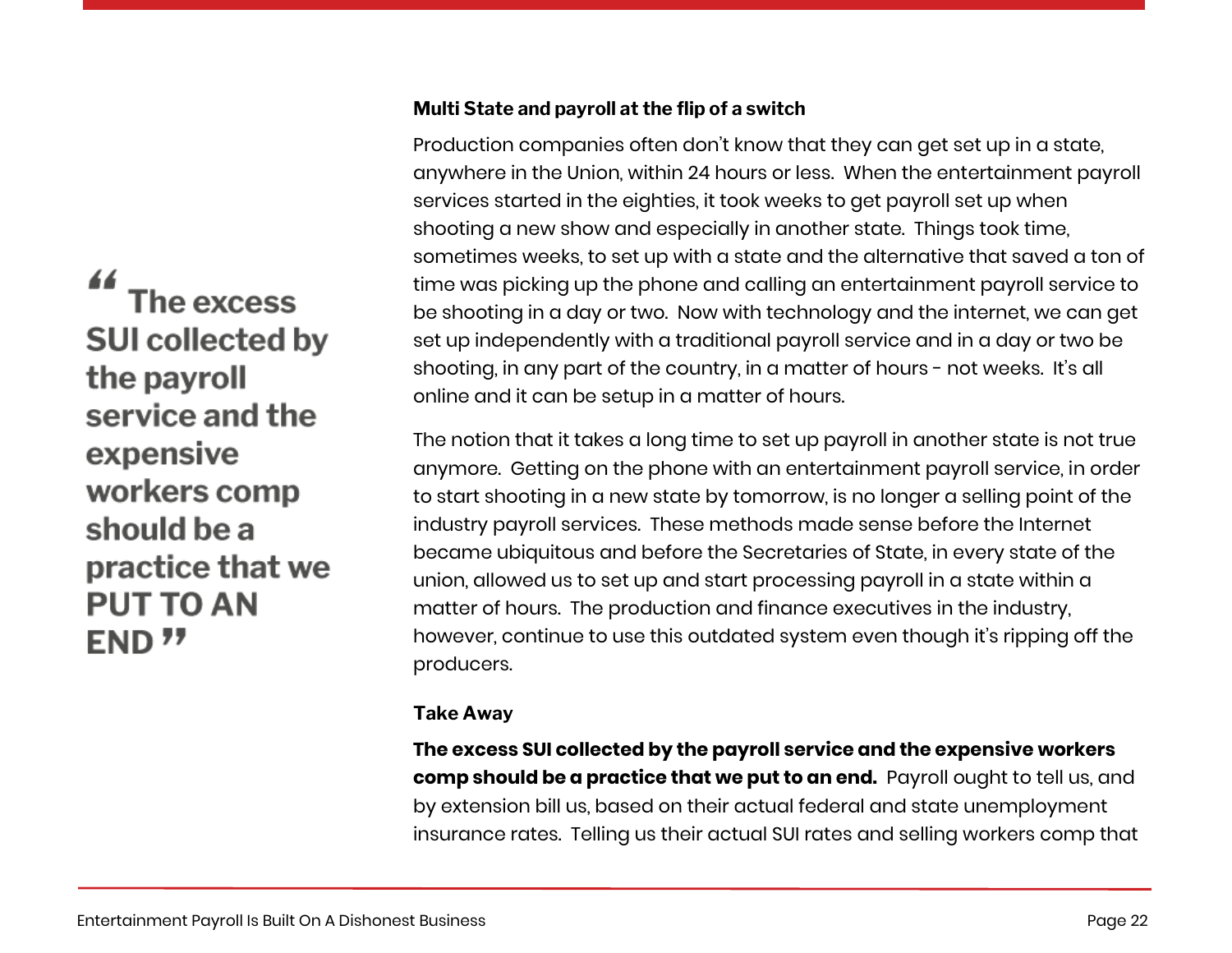> “ The excess SUI collected by the payroll service and the expensive workers comp should be a practice that we PUT TO AN END ”

**Multi State and payroll at the flip of a switch**

Production companies often don’t know that they can get set up in a state, anywhere in the Union, within 24 hours or less. When the entertainment payroll services started in the eighties, it took weeks to get payroll set up when shooting a new show and especially in another state. Things took time, sometimes weeks, to set up with a state and the alternative that saved a ton of time was picking up the phone and calling an entertainment payroll service to be shooting in a day or two. Now with technology and the internet, we can get set up independently with a traditional payroll service and in a day or two be shooting, in any part of the country, in a matter of hours - not weeks. It’s all online and it can be setup in a matter of hours.

The notion that it takes a long time to set up payroll in another state is not true anymore. Getting on the phone with an entertainment payroll service, in order to start shooting in a new state by tomorrow, is no longer a selling point of the industry payroll services. These methods made sense before the Internet became ubiquitous and before the Secretaries of State, in every state of the union, allowed us to set up and start processing payroll in a state within a matter of hours. The production and finance executives in the industry, however, continue to use this outdated system even though it’s ripping off the producers.

**Take Away**

**The excess SUI collected by the payroll service and the expensive workers comp should be a practice that we put to an end.** Payroll ought to tell us, and by extension bill us, based on their actual federal and state unemployment insurance rates. Telling us their actual SUI rates and selling workers comp that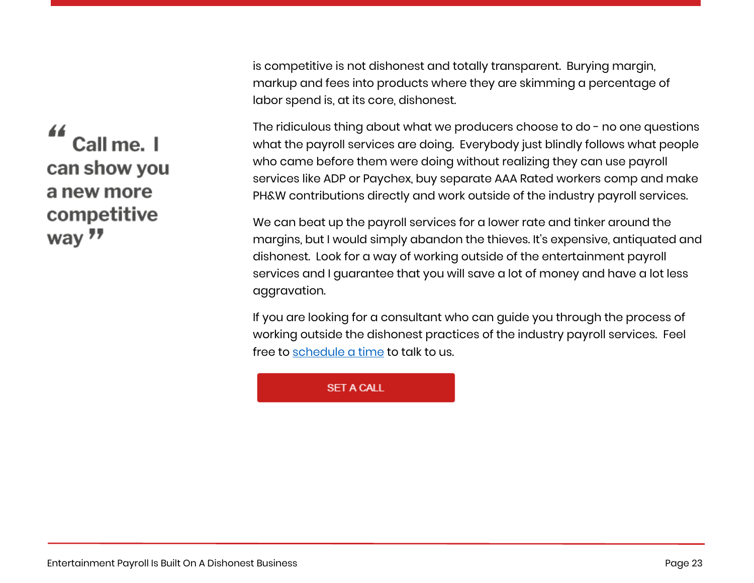> “Call me. I can show you a new more competitive way”

is competitive is not dishonest and totally transparent. Burying margin, markup and fees into products where they are skimming a percentage of labor spend is, at its core, dishonest.

The ridiculous thing about what we producers choose to do - no one questions what the payroll services are doing. Everybody just blindly follows what people who came before them were doing without realizing they can use payroll services like ADP or Paychex, buy separate AAA Rated workers comp and make PH&W contributions directly and work outside of the industry payroll services.

We can beat up the payroll services for a lower rate and tinker around the margins, but I would simply abandon the thieves. It's expensive, antiquated and dishonest. Look for a way of working outside of the entertainment payroll services and I guarantee that you will save a lot of money and have a lot less aggravation.

If you are looking for a consultant who can guide you through the process of working outside the dishonest practices of the industry payroll services. Feel free to [schedule a time] to talk to us.

SET A CALL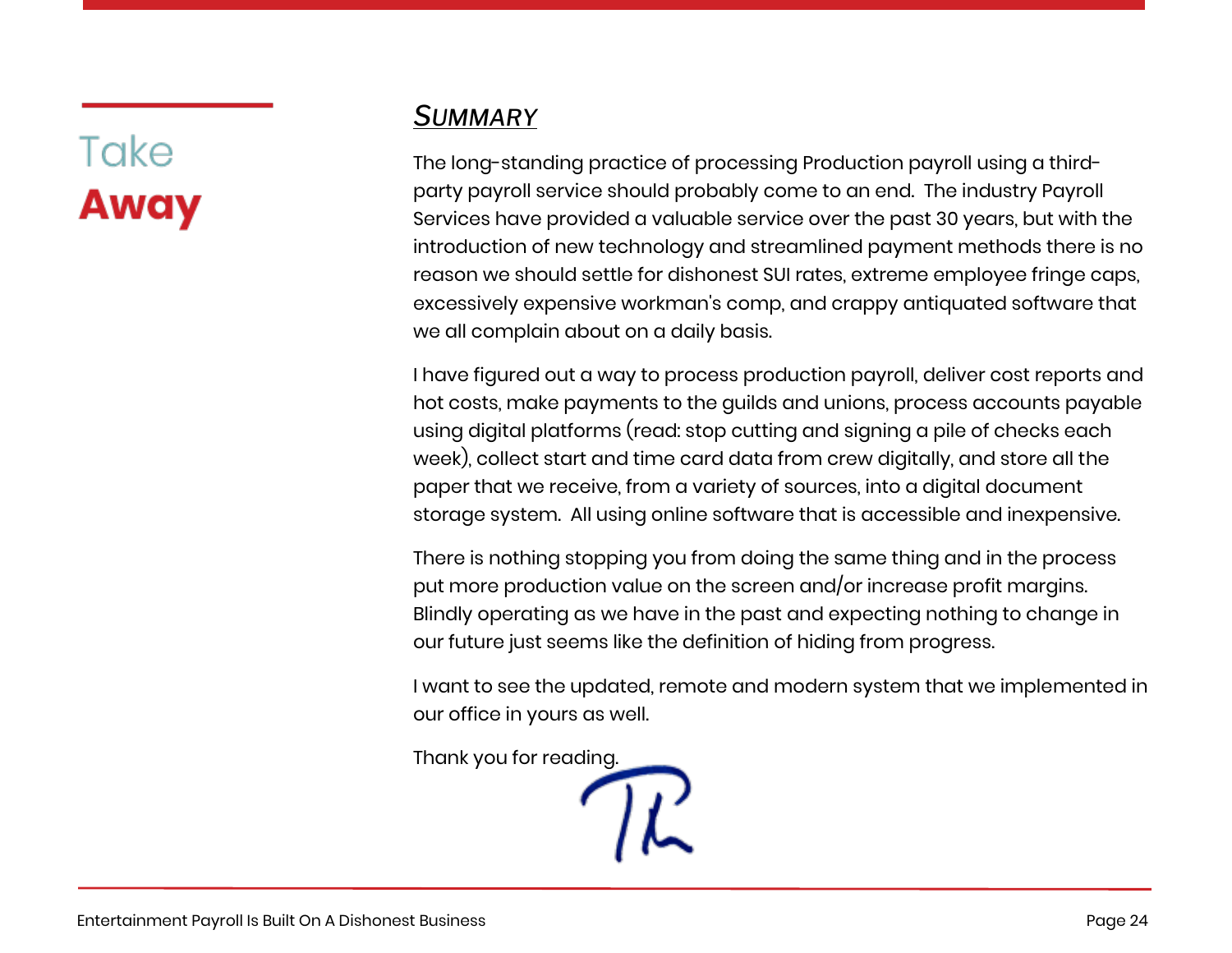# Take **Away**

## *Summary*

The long-standing practice of processing Production payroll using a third-party payroll service should probably come to an end. The industry Payroll Services have provided a valuable service over the past 30 years, but with the introduction of new technology and streamlined payment methods there is no reason we should settle for dishonest SUI rates, extreme employee fringe caps, excessively expensive workman's comp, and crappy antiquated software that we all complain about on a daily basis.

I have figured out a way to process production payroll, deliver cost reports and hot costs, make payments to the guilds and unions, process accounts payable using digital platforms (read: stop cutting and signing a pile of checks each week), collect start and time card data from crew digitally, and store all the paper that we receive, from a variety of sources, into a digital document storage system. All using online software that is accessible and inexpensive.

There is nothing stopping you from doing the same thing and in the process put more production value on the screen and/or increase profit margins. Blindly operating as we have in the past and expecting nothing to change in our future just seems like the definition of hiding from progress.

I want to see the updated, remote and modern system that we implemented in our office in yours as well.

Thank you for reading.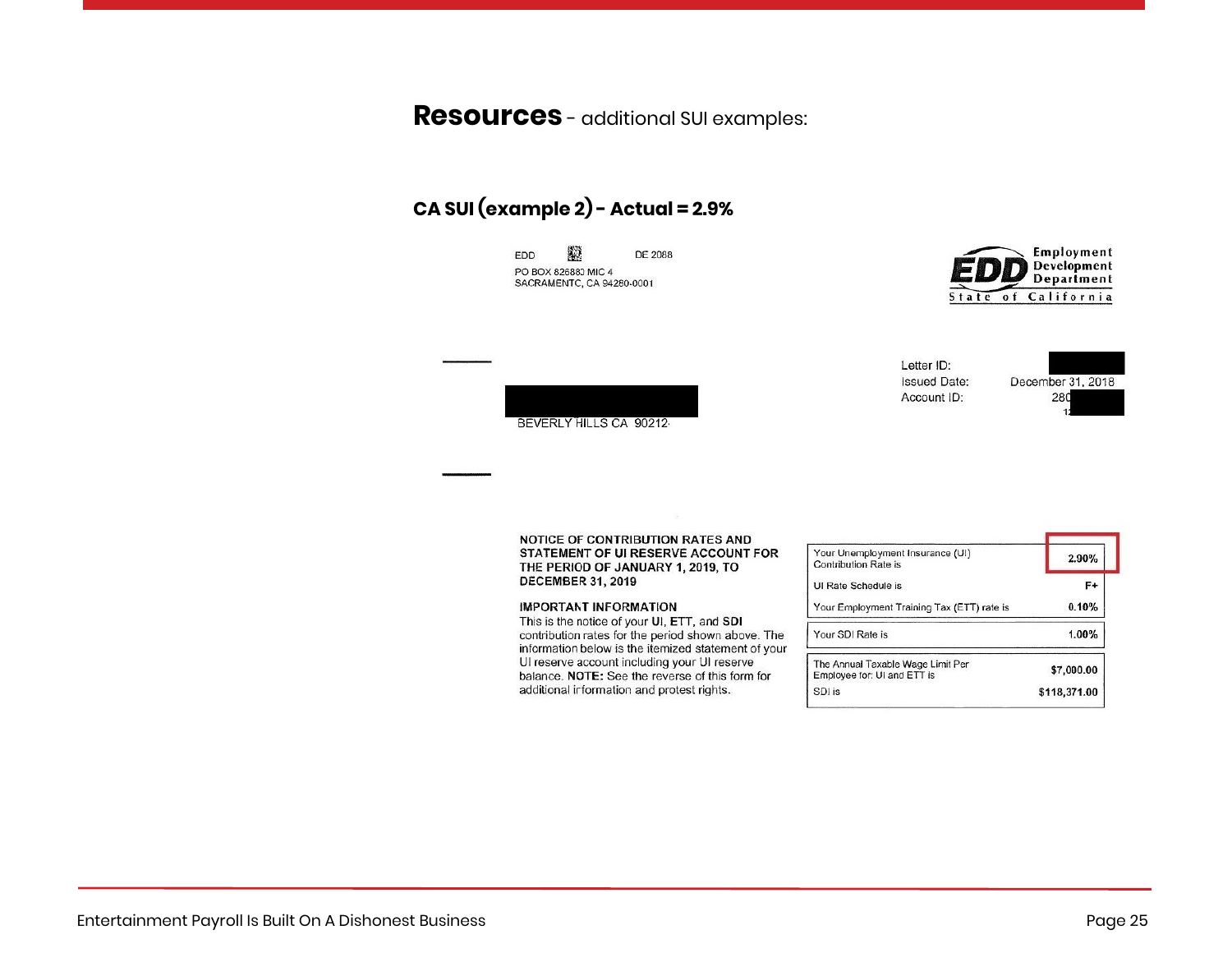## **Resources** - additional SUI examples:

### CA SUI (example 2) - Actual = 2.9%

EDD DE 2088
PO BOX 826880 MIC 4
SACRAMENTO, CA 94280-0001

Employment Development Department
State of California

Letter ID:
Issued Date: December 31, 2018
Account ID: 280

BEVERLY HILLS CA 90212

**NOTICE OF CONTRIBUTION RATES AND STATEMENT OF UI RESERVE ACCOUNT FOR THE PERIOD OF JANUARY 1, 2019, TO DECEMBER 31, 2019**

**IMPORTANT INFORMATION**
This is the notice of your **UI**, **ETT**, and **SDI** contribution rates for the period shown above. The information below is the itemized statement of your UI reserve account including your UI reserve balance. **NOTE:** See the reverse of this form for additional information and protest rights.

| | |
|---|---|
| Your Unemployment Insurance (UI) Contribution Rate is | 2.90% |
| UI Rate Schedule is | F+ |
| Your Employment Training Tax (ETT) rate is | 0.10% |
| Your SDI Rate is | 1.00% |
| The Annual Taxable Wage Limit Per Employee for: UI and ETT is | $7,000.00 |
| SDI is | $118,371.00 |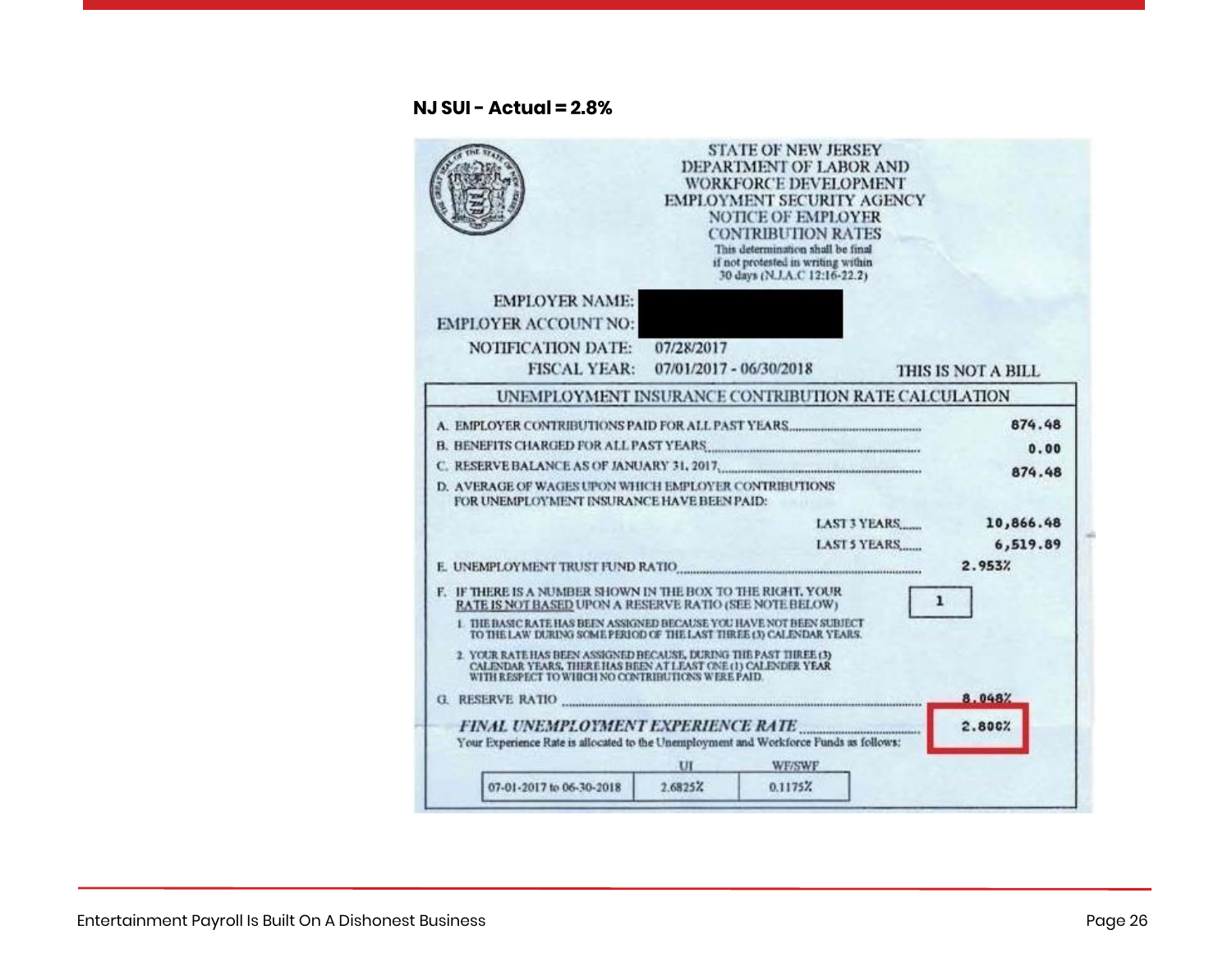**NJ SUI - Actual = 2.8%**

STATE OF NEW JERSEY
DEPARTMENT OF LABOR AND
WORKFORCE DEVELOPMENT
EMPLOYMENT SECURITY AGENCY
NOTICE OF EMPLOYER
CONTRIBUTION RATES

This determination shall be final if not protested in writing within 30 days (N.J.A.C 12:16-22.2)

EMPLOYER NAME:
EMPLOYER ACCOUNT NO:
NOTIFICATION DATE: 07/28/2017
FISCAL YEAR: 07/01/2017 - 06/30/2018

THIS IS NOT A BILL

**UNEMPLOYMENT INSURANCE CONTRIBUTION RATE CALCULATION**

| | |
|---|---|
| A. EMPLOYER CONTRIBUTIONS PAID FOR ALL PAST YEARS | 874.48 |
| B. BENEFITS CHARGED FOR ALL PAST YEARS | 0.00 |
| C. RESERVE BALANCE AS OF JANUARY 31, 2017 | 874.48 |
| D. AVERAGE OF WAGES UPON WHICH EMPLOYER CONTRIBUTIONS FOR UNEMPLOYMENT INSURANCE HAVE BEEN PAID: LAST 3 YEARS | 10,866.48 |
| LAST 5 YEARS | 6,519.89 |
| E. UNEMPLOYMENT TRUST FUND RATIO | 2.953% |
| F. IF THERE IS A NUMBER SHOWN IN THE BOX TO THE RIGHT, YOUR RATE IS NOT BASED UPON A RESERVE RATIO (SEE NOTE BELOW) | 1 |

1. THE BASIC RATE HAS BEEN ASSIGNED BECAUSE YOU HAVE NOT BEEN SUBJECT TO THE LAW DURING SOME PERIOD OF THE LAST THREE (3) CALENDAR YEARS.
2. YOUR RATE HAS BEEN ASSIGNED BECAUSE, DURING THE PAST THREE (3) CALENDAR YEARS, THERE HAS BEEN AT LEAST ONE (1) CALENDER YEAR WITH RESPECT TO WHICH NO CONTRIBUTIONS WERE PAID.

| | |
|---|---|
| G. RESERVE RATIO | 8.048% |
| *FINAL UNEMPLOYMENT EXPERIENCE RATE* | 2.800% |

Your Experience Rate is allocated to the Unemployment and Workforce Funds as follows:

| | UI | WF/SWF |
|---|---|---|
| 07-01-2017 to 06-30-2018 | 2.6825% | 0.1175% |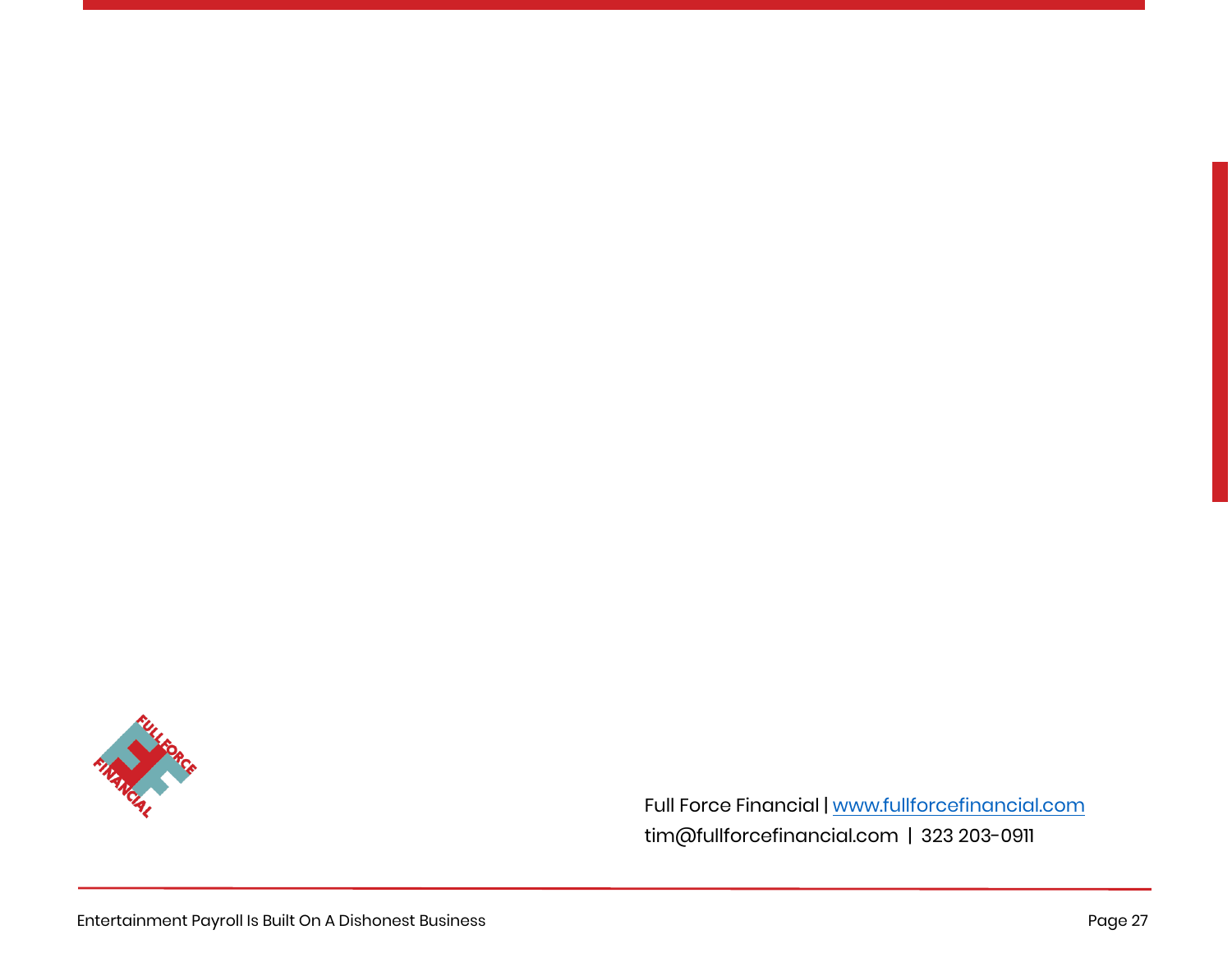Full Force Financial | www.fullforcefinancial.com
tim@fullforcefinancial.com | 323 203-0911